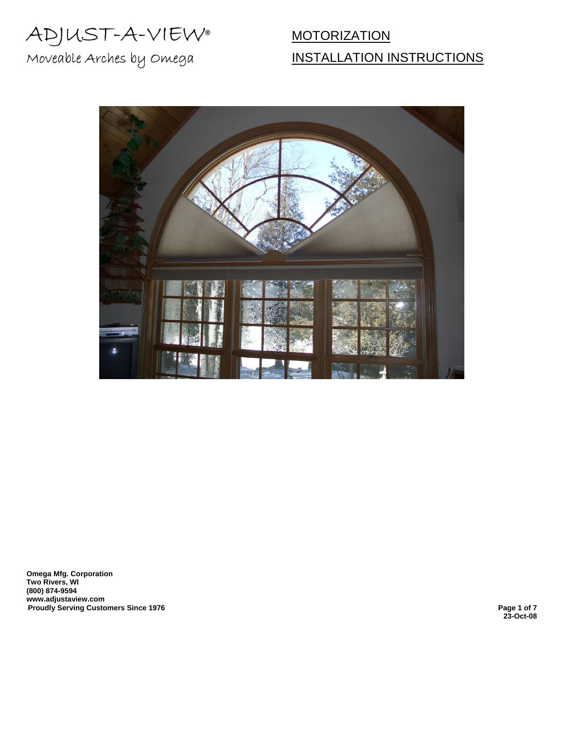# ADJUST-A-VIEW®

Moveable Arches by Omega

## MOTORIZATION

## INSTALLATION INSTRUCTIONS

**Omega Mfg. Corporation**
**Two Rivers, WI**
**(800) 874-9594**
**www.adjustaview.com**
**Proudly Serving Customers Since 1976**

**23-Oct-08**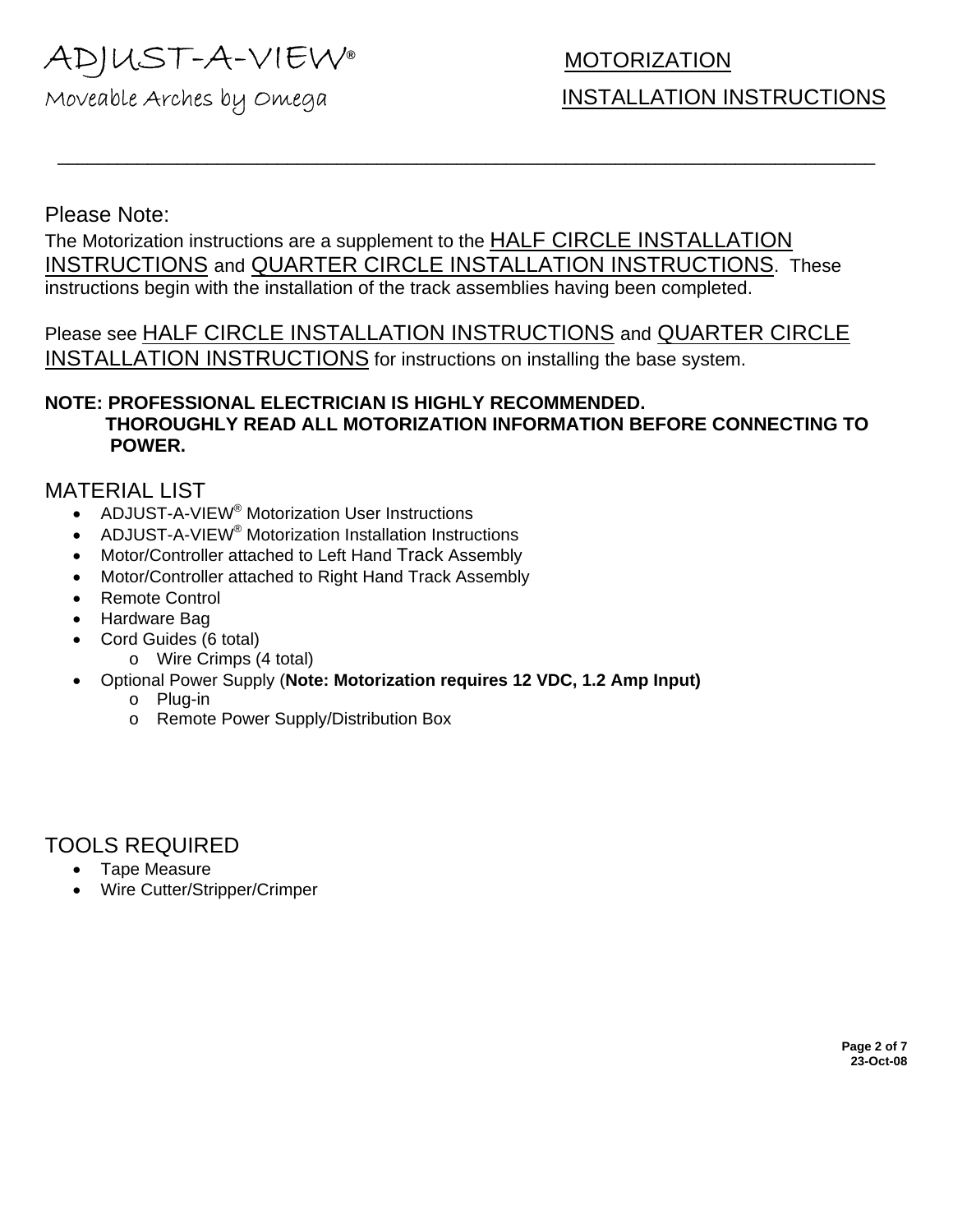Please Note:

The Motorization instructions are a supplement to the HALF CIRCLE INSTALLATION INSTRUCTIONS and QUARTER CIRCLE INSTALLATION INSTRUCTIONS. These instructions begin with the installation of the track assemblies having been completed.

Please see HALF CIRCLE INSTALLATION INSTRUCTIONS and QUARTER CIRCLE INSTALLATION INSTRUCTIONS for instructions on installing the base system.

**NOTE: PROFESSIONAL ELECTRICIAN IS HIGHLY RECOMMENDED.**
**THOROUGHLY READ ALL MOTORIZATION INFORMATION BEFORE CONNECTING TO POWER.**

## MATERIAL LIST

- ADJUST-A-VIEW® Motorization User Instructions
- ADJUST-A-VIEW® Motorization Installation Instructions
- Motor/Controller attached to Left Hand Track Assembly
- Motor/Controller attached to Right Hand Track Assembly
- Remote Control
- Hardware Bag
- Cord Guides (6 total)
    - Wire Crimps (4 total)
- Optional Power Supply (**Note: Motorization requires 12 VDC, 1.2 Amp Input)**
    - Plug-in
    - Remote Power Supply/Distribution Box

## TOOLS REQUIRED

- Tape Measure
- Wire Cutter/Stripper/Crimper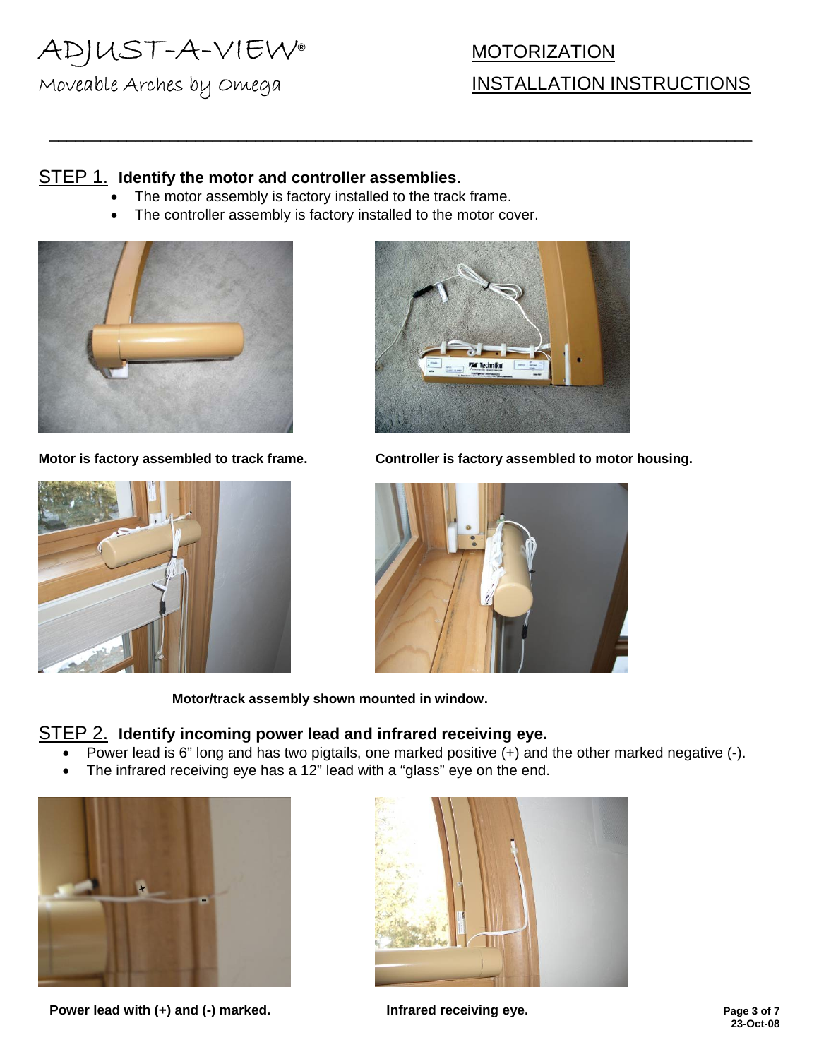ADJUST-A-VIEW®

Moveable Arches by Omega

MOTORIZATION

INSTALLATION INSTRUCTIONS

---

## STEP 1. Identify the motor and controller assemblies.

- The motor assembly is factory installed to the track frame.
- The controller assembly is factory installed to the motor cover.

**Motor is factory assembled to track frame.**

**Controller is factory assembled to motor housing.**

**Motor/track assembly shown mounted in window.**

## STEP 2. Identify incoming power lead and infrared receiving eye.

- Power lead is 6" long and has two pigtails, one marked positive (+) and the other marked negative (-).
- The infrared receiving eye has a 12" lead with a "glass" eye on the end.

**Power lead with (+) and (-) marked.**

**Infrared receiving eye.**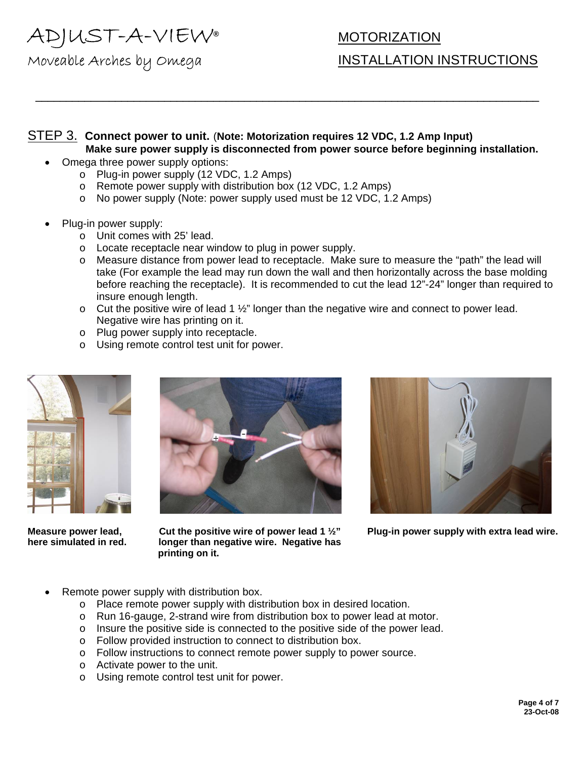ADJUST-A-VIEW®

Moveable Arches by Omega

MOTORIZATION

INSTALLATION INSTRUCTIONS

## STEP 3. **Connect power to unit.** (**Note: Motorization requires 12 VDC, 1.2 Amp Input)**

**Make sure power supply is disconnected from power source before beginning installation.**

- Omega three power supply options:
  - Plug-in power supply (12 VDC, 1.2 Amps)
  - Remote power supply with distribution box (12 VDC, 1.2 Amps)
  - No power supply (Note: power supply used must be 12 VDC, 1.2 Amps)

- Plug-in power supply:
  - Unit comes with 25' lead.
  - Locate receptacle near window to plug in power supply.
  - Measure distance from power lead to receptacle. Make sure to measure the "path" the lead will take (For example the lead may run down the wall and then horizontally across the base molding before reaching the receptacle). It is recommended to cut the lead 12"-24" longer than required to insure enough length.
  - Cut the positive wire of lead 1 ½" longer than the negative wire and connect to power lead. Negative wire has printing on it.
  - Plug power supply into receptacle.
  - Using remote control test unit for power.

**Measure power lead, here simulated in red.**

**Cut the positive wire of power lead 1 ½" longer than negative wire. Negative has printing on it.**

**Plug-in power supply with extra lead wire.**

- Remote power supply with distribution box.
  - Place remote power supply with distribution box in desired location.
  - Run 16-gauge, 2-strand wire from distribution box to power lead at motor.
  - Insure the positive side is connected to the positive side of the power lead.
  - Follow provided instruction to connect to distribution box.
  - Follow instructions to connect remote power supply to power source.
  - Activate power to the unit.
  - Using remote control test unit for power.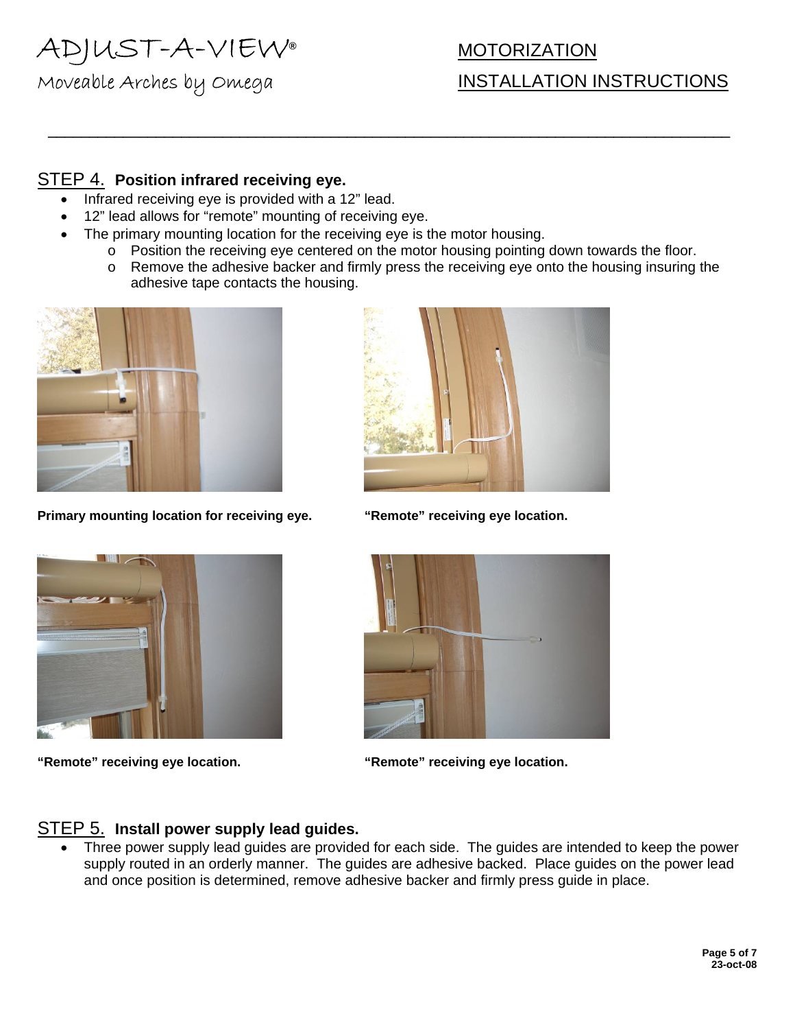ADJUST-A-VIEW®

Moveable Arches by Omega

MOTORIZATION

INSTALLATION INSTRUCTIONS

## STEP 4. Position infrared receiving eye.

- Infrared receiving eye is provided with a 12" lead.
- 12" lead allows for "remote" mounting of receiving eye.
- The primary mounting location for the receiving eye is the motor housing.
  - Position the receiving eye centered on the motor housing pointing down towards the floor.
  - Remove the adhesive backer and firmly press the receiving eye onto the housing insuring the adhesive tape contacts the housing.

**Primary mounting location for receiving eye.**

**"Remote" receiving eye location.**

**"Remote" receiving eye location.**

**"Remote" receiving eye location.**

## STEP 5. Install power supply lead guides.

- Three power supply lead guides are provided for each side. The guides are intended to keep the power supply routed in an orderly manner. The guides are adhesive backed. Place guides on the power lead and once position is determined, remove adhesive backer and firmly press guide in place.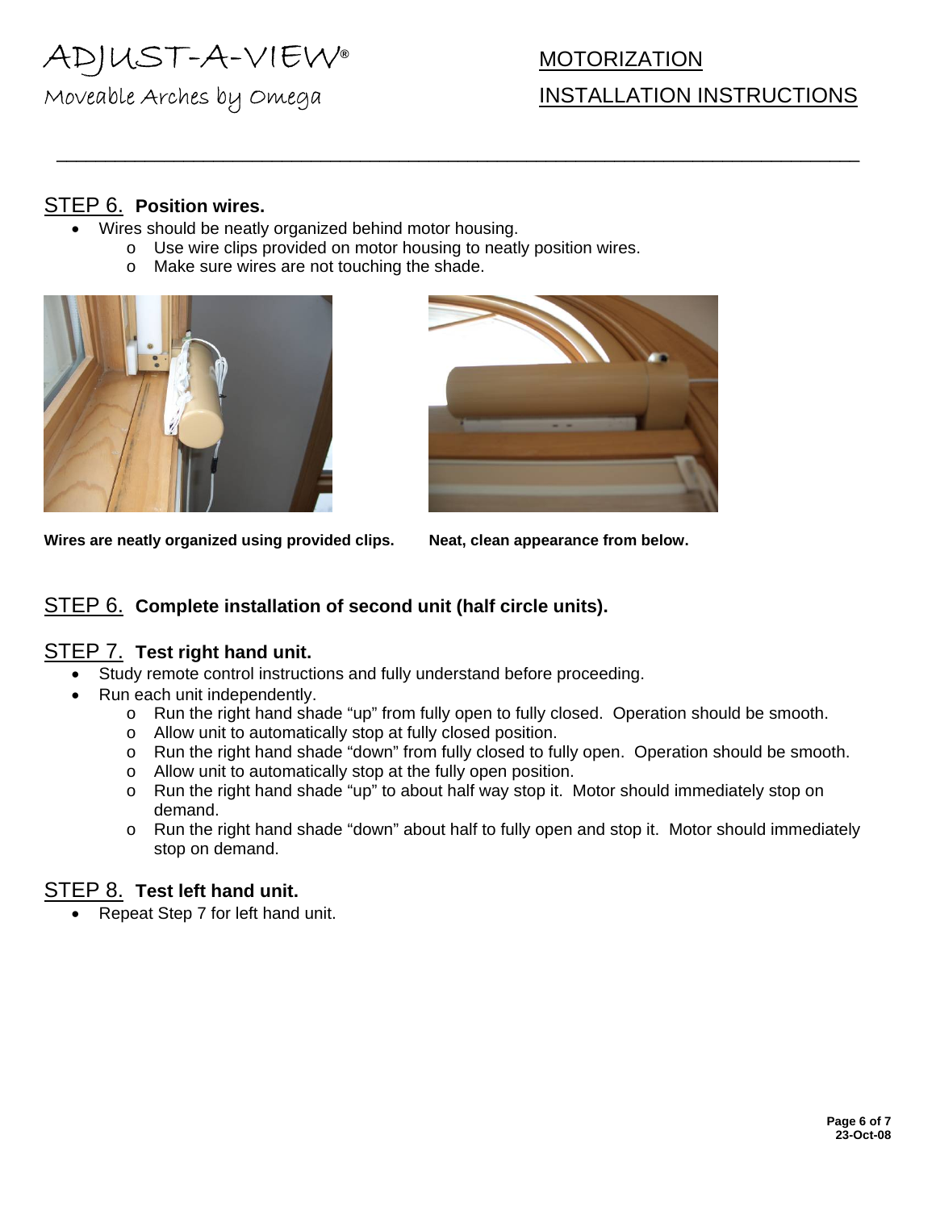## STEP 6. Position wires.

- Wires should be neatly organized behind motor housing.
  - Use wire clips provided on motor housing to neatly position wires.
  - Make sure wires are not touching the shade.

**Wires are neatly organized using provided clips.**

**Neat, clean appearance from below.**

## STEP 6. Complete installation of second unit (half circle units).

## STEP 7. Test right hand unit.

- Study remote control instructions and fully understand before proceeding.
- Run each unit independently.
  - Run the right hand shade "up" from fully open to fully closed. Operation should be smooth.
  - Allow unit to automatically stop at fully closed position.
  - Run the right hand shade "down" from fully closed to fully open. Operation should be smooth.
  - Allow unit to automatically stop at the fully open position.
  - Run the right hand shade "up" to about half way stop it. Motor should immediately stop on demand.
  - Run the right hand shade "down" about half to fully open and stop it. Motor should immediately stop on demand.

## STEP 8. Test left hand unit.

- Repeat Step 7 for left hand unit.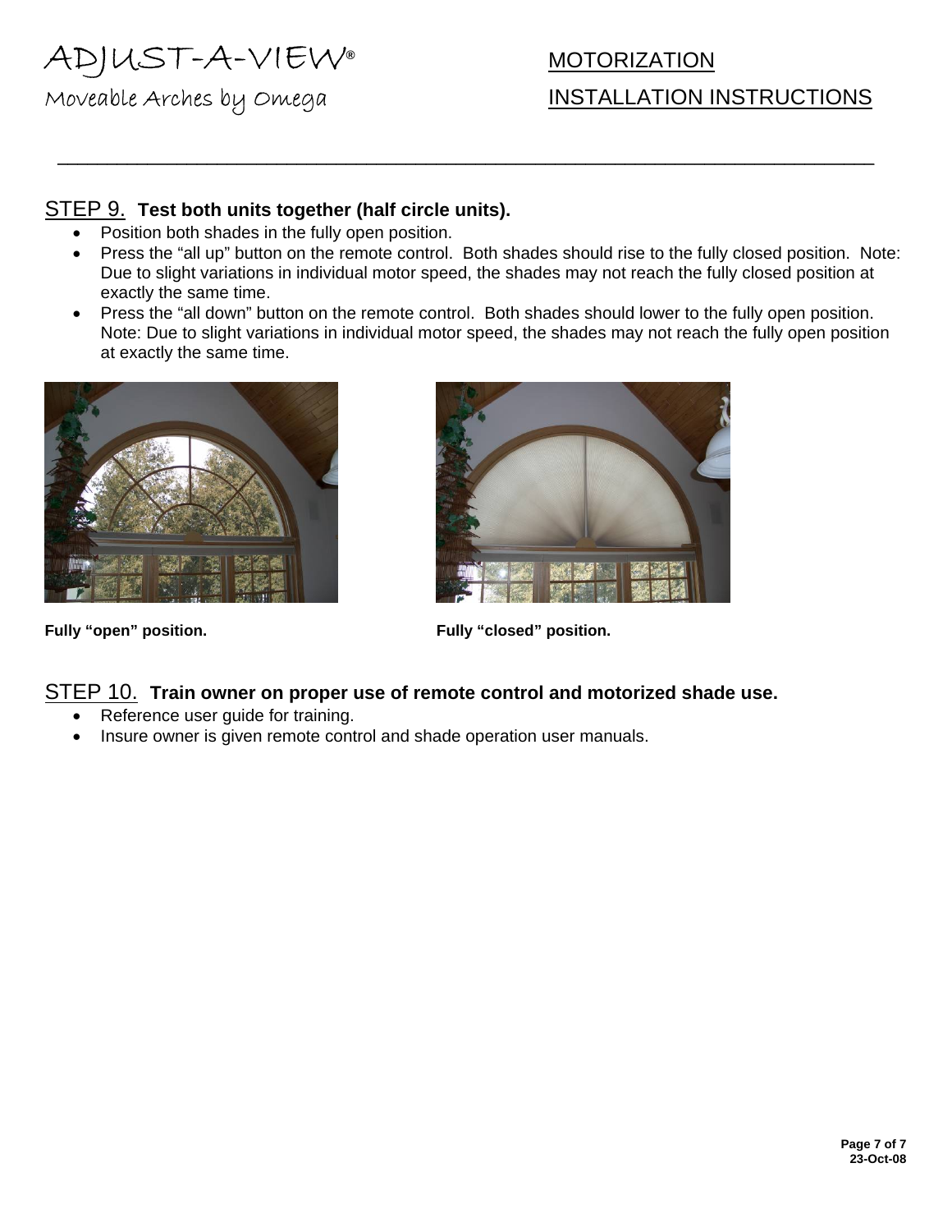## STEP 9. Test both units together (half circle units).

- Position both shades in the fully open position.
- Press the "all up" button on the remote control. Both shades should rise to the fully closed position. Note: Due to slight variations in individual motor speed, the shades may not reach the fully closed position at exactly the same time.
- Press the "all down" button on the remote control. Both shades should lower to the fully open position. Note: Due to slight variations in individual motor speed, the shades may not reach the fully open position at exactly the same time.

**Fully "open" position.**

**Fully "closed" position.**

## STEP 10. Train owner on proper use of remote control and motorized shade use.

- Reference user guide for training.
- Insure owner is given remote control and shade operation user manuals.